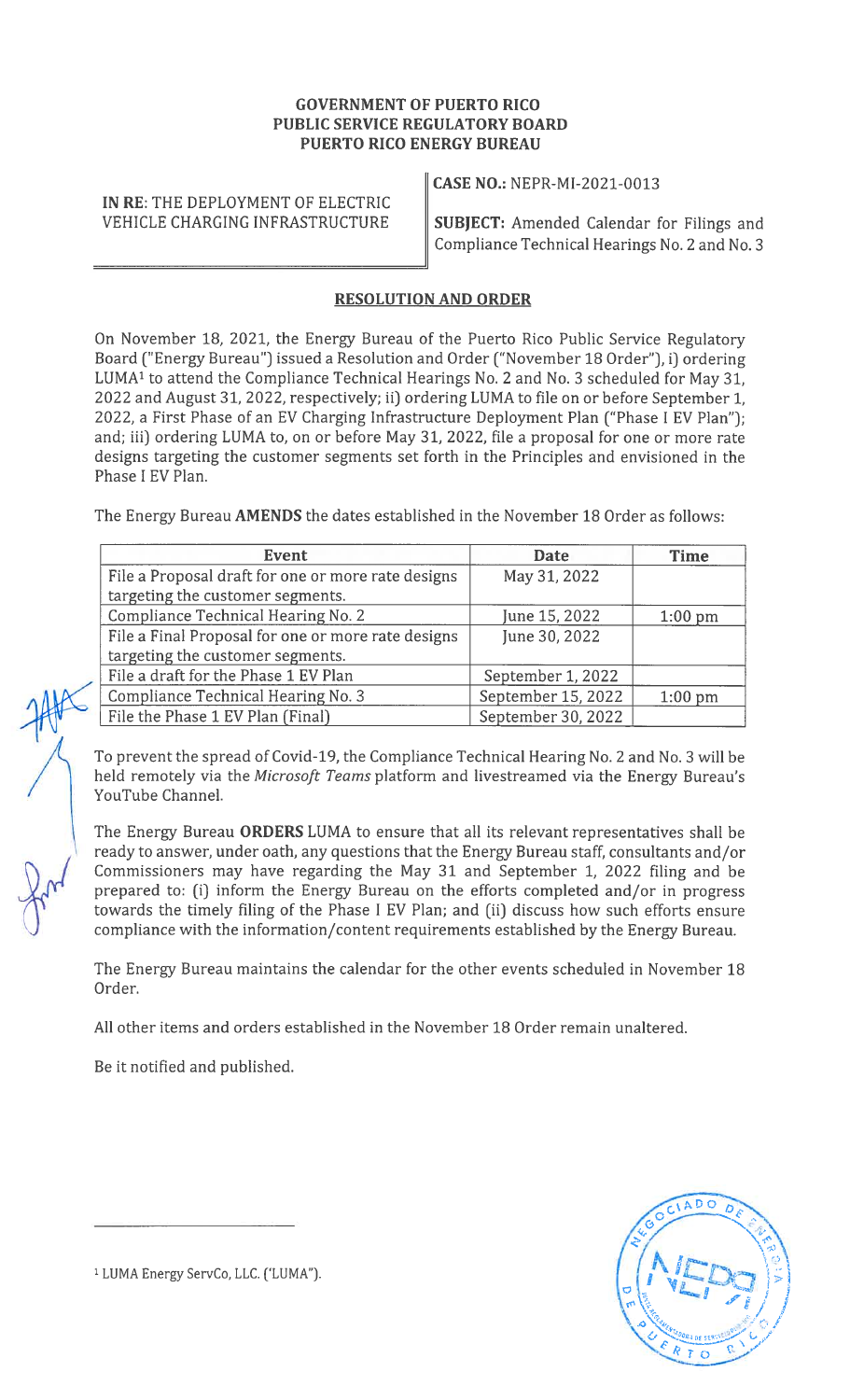**GOVERNMENT OF PUERTO RICO**
**PUBLIC SERVICE REGULATORY BOARD**
**PUERTO RICO ENERGY BUREAU**

**IN RE**: THE DEPLOYMENT OF ELECTRIC VEHICLE CHARGING INFRASTRUCTURE

**CASE NO.:** NEPR-MI-2021-0013

**SUBJECT:** Amended Calendar for Filings and Compliance Technical Hearings No. 2 and No. 3

## RESOLUTION AND ORDER

On November 18, 2021, the Energy Bureau of the Puerto Rico Public Service Regulatory Board ("Energy Bureau") issued a Resolution and Order ("November 18 Order"), i) ordering LUMA[1] to attend the Compliance Technical Hearings No. 2 and No. 3 scheduled for May 31, 2022 and August 31, 2022, respectively; ii) ordering LUMA to file on or before September 1, 2022, a First Phase of an EV Charging Infrastructure Deployment Plan ("Phase I EV Plan"); and; iii) ordering LUMA to, on or before May 31, 2022, file a proposal for one or more rate designs targeting the customer segments set forth in the Principles and envisioned in the Phase I EV Plan.

The Energy Bureau **AMENDS** the dates established in the November 18 Order as follows:

| Event | Date | Time |
|---|---|---|
| File a Proposal draft for one or more rate designs targeting the customer segments. | May 31, 2022 | |
| Compliance Technical Hearing No. 2 | June 15, 2022 | 1:00 pm |
| File a Final Proposal for one or more rate designs targeting the customer segments. | June 30, 2022 | |
| File a draft for the Phase 1 EV Plan | September 1, 2022 | |
| Compliance Technical Hearing No. 3 | September 15, 2022 | 1:00 pm |
| File the Phase 1 EV Plan (Final) | September 30, 2022 | |

To prevent the spread of Covid-19, the Compliance Technical Hearing No. 2 and No. 3 will be held remotely via the *Microsoft Teams* platform and livestreamed via the Energy Bureau's YouTube Channel.

The Energy Bureau **ORDERS** LUMA to ensure that all its relevant representatives shall be ready to answer, under oath, any questions that the Energy Bureau staff, consultants and/or Commissioners may have regarding the May 31 and September 1, 2022 filing and be prepared to: (i) inform the Energy Bureau on the efforts completed and/or in progress towards the timely filing of the Phase I EV Plan; and (ii) discuss how such efforts ensure compliance with the information/content requirements established by the Energy Bureau.

The Energy Bureau maintains the calendar for the other events scheduled in November 18 Order.

All other items and orders established in the November 18 Order remain unaltered.

Be it notified and published.

---

[1] LUMA Energy ServCo, LLC. ('LUMA").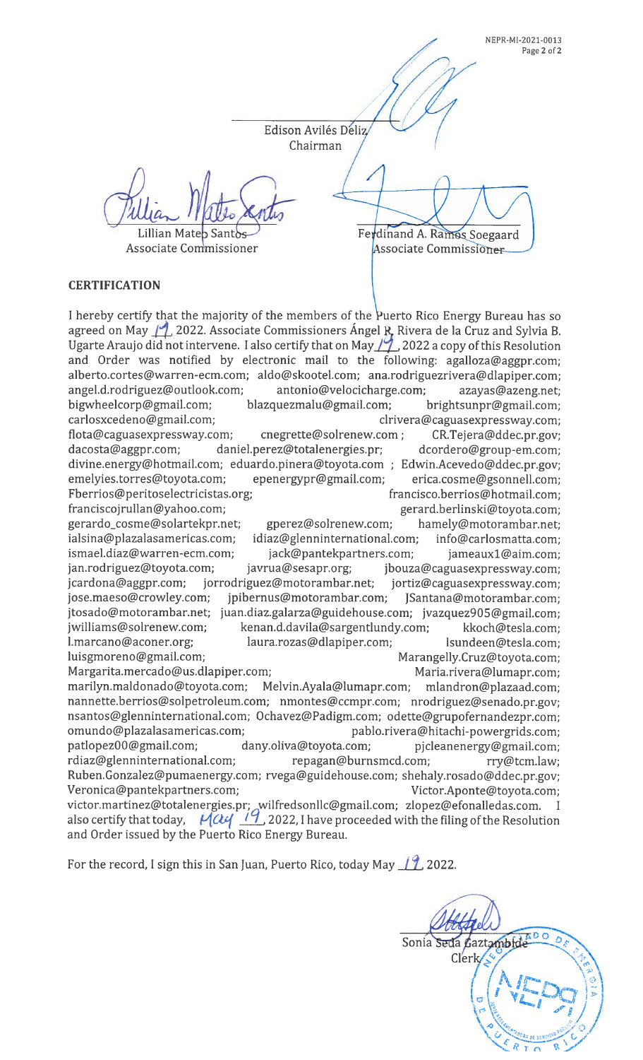Edison Avilés Déliz
Chairman

Lillian Mateo Santos
Associate Commissioner

Ferdinand A. Ramos Soegaard
Associate Commissioner

**CERTIFICATION**

I hereby certify that the majority of the members of the Puerto Rico Energy Bureau has so agreed on May 19, 2022. Associate Commissioners Ángel R. Rivera de la Cruz and Sylvia B. Ugarte Araujo did not intervene. I also certify that on May 19, 2022 a copy of this Resolution and Order was notified by electronic mail to the following: agalloza@aggpr.com; alberto.cortes@warren-ecm.com; aldo@skootel.com; ana.rodriguezrivera@dlapiper.com; angel.d.rodriguez@outlook.com; antonio@velocicharge.com; azayas@azeng.net; bigwheelcorp@gmail.com; blazquezmalu@gmail.com; brightsunpr@gmail.com; carlosxcedeno@gmail.com; clrivera@caguasexpressway.com; flota@caguasexpressway.com; cnegrette@solrenew.com ; CR.Tejera@ddec.pr.gov; dacosta@aggpr.com; daniel.perez@totalenergies.pr; dcordero@group-em.com; divine.energy@hotmail.com; eduardo.pinera@toyota.com ; Edwin.Acevedo@ddec.pr.gov; emelyies.torres@toyota.com; epenergypr@gmail.com; erica.cosme@gsonnell.com; Fberrios@peritoselectricistas.org; francisco.berrios@hotmail.com; franciscojrullan@yahoo.com; gerard.berlinski@toyota.com; gerardo_cosme@solartekpr.net; gperez@solrenew.com; hamely@motorambar.net; ialsina@plazalasamericas.com; idiaz@glenninternational.com; info@carlosmatta.com; ismael.diaz@warren-ecm.com; jack@pantekpartners.com; jameaux1@aim.com; jan.rodriguez@toyota.com; javrua@sesapr.org; jbouza@caguasexpressway.com; jcardona@aggpr.com; jorrodriguez@motorambar.net; jortiz@caguasexpressway.com; jose.maeso@crowley.com; jpibernus@motorambar.com; JSantana@motorambar.com; jtosado@motorambar.net; juan.diaz.galarza@guidehouse.com; jvazquez905@gmail.com; jwilliams@solrenew.com; kenan.d.davila@sargentlundy.com; kkoch@tesla.com; l.marcano@aconer.org; laura.rozas@dlapiper.com; lsundeen@tesla.com; luisgmoreno@gmail.com; Marangelly.Cruz@toyota.com; Margarita.mercado@us.dlapiper.com; Maria.rivera@lumapr.com; marilyn.maldonado@toyota.com; Melvin.Ayala@lumapr.com; mlandron@plazaad.com; nannette.berrios@solpetroleum.com; nmontes@ccmpr.com; nrodriguez@senado.pr.gov; nsantos@glenninternational.com; Ochavez@Padigm.com; odette@grupofernandezpr.com; omundo@plazalasamericas.com; pablo.rivera@hitachi-powergrids.com; patlopez00@gmail.com; dany.oliva@toyota.com; pjcleanenergy@gmail.com; rdiaz@glenninternational.com; repagan@burnsmcd.com; rry@tcm.law; Ruben.Gonzalez@pumaenergy.com; rvega@guidehouse.com; shehaly.rosado@ddec.pr.gov; Veronica@pantekpartners.com; Victor.Aponte@toyota.com; victor.martinez@totalenergies.pr; wilfredsonllc@gmail.com; zlopez@efonalledas.com. I also certify that today, May 19, 2022, I have proceeded with the filing of the Resolution and Order issued by the Puerto Rico Energy Bureau.

For the record, I sign this in San Juan, Puerto Rico, today May 19, 2022.

Sonia Seda Gaztambide
Clerk